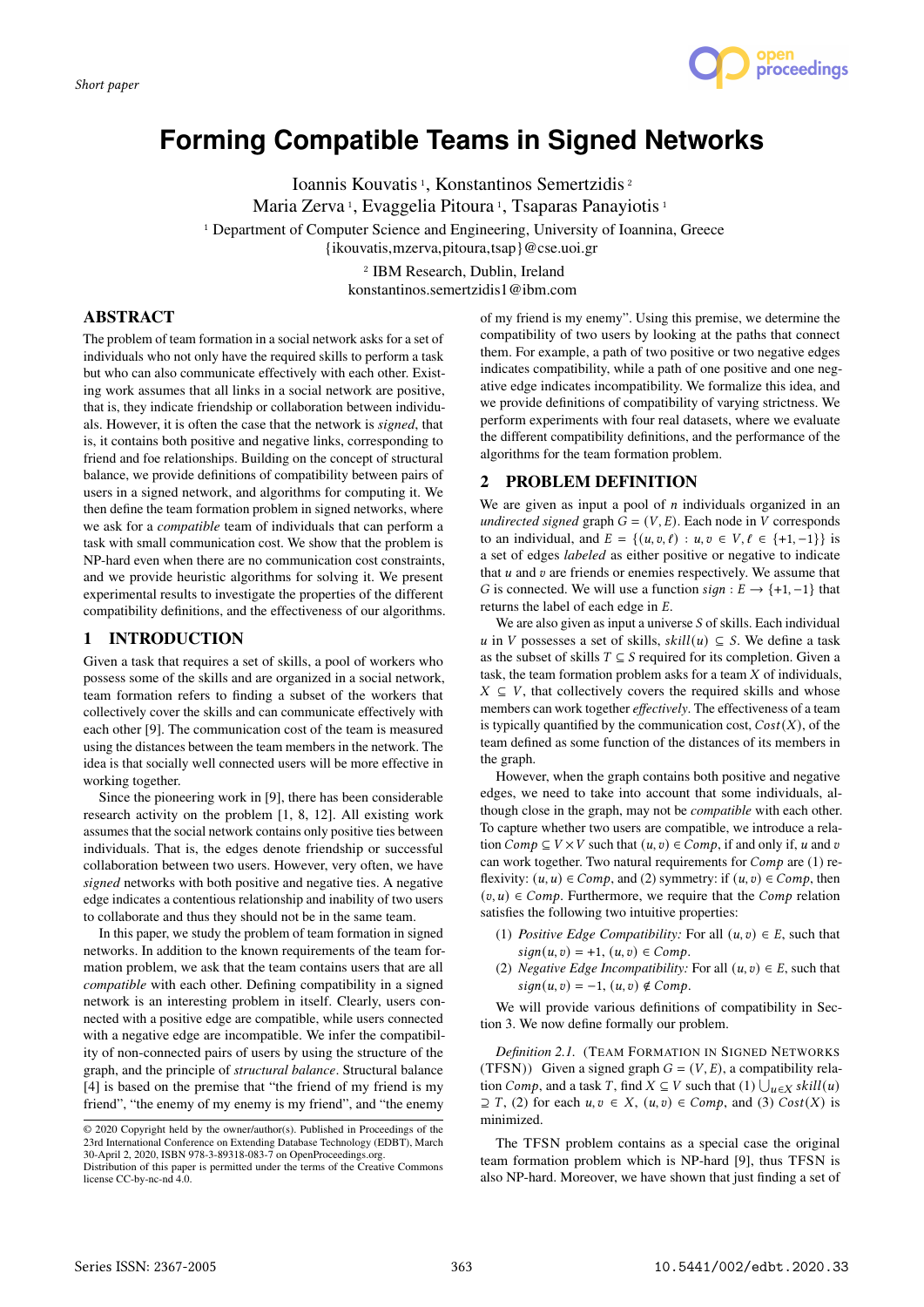Short paper

# Forming Compatible Teams in Signed Networks

Ioannis Kouvatis [1], Konstantinos Semertzidis [2]
Maria Zerva [1], Evaggelia Pitoura [1], Tsaparas Panayiotis [1]

[1] Department of Computer Science and Engineering, University of Ioannina, Greece
{ikouvatis,mzerva,pitoura,tsap}@cse.uoi.gr

[2] IBM Research, Dublin, Ireland
konstantinos.semertzidis1@ibm.com

## ABSTRACT

The problem of team formation in a social network asks for a set of individuals who not only have the required skills to perform a task but who can also communicate effectively with each other. Existing work assumes that all links in a social network are positive, that is, they indicate friendship or collaboration between individuals. However, it is often the case that the network is *signed*, that is, it contains both positive and negative links, corresponding to friend and foe relationships. Building on the concept of structural balance, we provide definitions of compatibility between pairs of users in a signed network, and algorithms for computing it. We then define the team formation problem in signed networks, where we ask for a *compatible* team of individuals that can perform a task with small communication cost. We show that the problem is NP-hard even when there are no communication cost constraints, and we provide heuristic algorithms for solving it. We present experimental results to investigate the properties of the different compatibility definitions, and the effectiveness of our algorithms.

## 1 INTRODUCTION

Given a task that requires a set of skills, a pool of workers who possess some of the skills and are organized in a social network, team formation refers to finding a subset of the workers that collectively cover the skills and can communicate effectively with each other [9]. The communication cost of the team is measured using the distances between the team members in the network. The idea is that socially well connected users will be more effective in working together.

Since the pioneering work in [9], there has been considerable research activity on the problem [1, 8, 12]. All existing work assumes that the social network contains only positive ties between individuals. That is, the edges denote friendship or successful collaboration between two users. However, very often, we have *signed* networks with both positive and negative ties. A negative edge indicates a contentious relationship and inability of two users to collaborate and thus they should not be in the same team.

In this paper, we study the problem of team formation in signed networks. In addition to the known requirements of the team formation problem, we ask that the team contains users that are all *compatible* with each other. Defining compatibility in a signed network is an interesting problem in itself. Clearly, users connected with a positive edge are compatible, while users connected with a negative edge are incompatible. We infer the compatibility of non-connected pairs of users by using the structure of the graph, and the principle of *structural balance*. Structural balance [4] is based on the premise that "the friend of my friend is my friend", "the enemy of my enemy is my friend", and "the enemy of my friend is my enemy". Using this premise, we determine the compatibility of two users by looking at the paths that connect them. For example, a path of two positive or two negative edges indicates compatibility, while a path of one positive and one negative edge indicates incompatibility. We formalize this idea, and we provide definitions of compatibility of varying strictness. We perform experiments with four real datasets, where we evaluate the different compatibility definitions, and the performance of the algorithms for the team formation problem.

© 2020 Copyright held by the owner/author(s). Published in Proceedings of the 23rd International Conference on Extending Database Technology (EDBT), March 30-April 2, 2020, ISBN 978-3-89318-083-7 on OpenProceedings.org.
Distribution of this paper is permitted under the terms of the Creative Commons license CC-by-nc-nd 4.0.

## 2 PROBLEM DEFINITION

We are given as input a pool of $n$ individuals organized in an *undirected signed* graph $G = (V, E)$. Each node in $V$ corresponds to an individual, and $E = \{(u, v, \ell) : u, v \in V, \ell \in \{+1, -1\}\}$ is a set of edges *labeled* as either positive or negative to indicate that $u$ and $v$ are friends or enemies respectively. We assume that $G$ is connected. We will use a function $sign : E \to \{+1, -1\}$ that returns the label of each edge in $E$.

We are also given as input a universe $S$ of skills. Each individual $u$ in $V$ possesses a set of skills, $skill(u) \subseteq S$. We define a task as the subset of skills $T \subseteq S$ required for its completion. Given a task, the team formation problem asks for a team $X$ of individuals, $X \subseteq V$, that collectively covers the required skills and whose team members can work together *effectively*. The effectiveness of a team is typically quantified by the communication cost, $Cost(X)$, of the team defined as some function of the distances of its members in the graph.

However, when the graph contains both positive and negative edges, we need to take into account that some individuals, although close in the graph, may not be *compatible* with each other. To capture whether two users are compatible, we introduce a relation $Comp \subseteq V \times V$ such that $(u, v) \in Comp$, if and only if, $u$ and $v$ can work together. Two natural requirements for $Comp$ are (1) reflexivity: $(u, u) \in Comp$, and (2) symmetry: if $(u, v) \in Comp$, then $(v, u) \in Comp$. Furthermore, we require that the $Comp$ relation satisfies the following two intuitive properties:

(1) *Positive Edge Compatibility:* For all $(u, v) \in E$, such that $sign(u, v) = +1$, $(u, v) \in Comp$.
(2) *Negative Edge Incompatibility:* For all $(u, v) \in E$, such that $sign(u, v) = -1$, $(u, v) \notin Comp$.

We will provide various definitions of compatibility in Section 3. We now define formally our problem.

*Definition 2.1.* (Team Formation in Signed Networks (TFSN)) Given a signed graph $G = (V, E)$, a compatibility relation $Comp$, and a task $T$, find $X \subseteq V$ such that (1) $\bigcup_{u \in X} skill(u) \supseteq T$, (2) for each $u, v \in X$, $(u, v) \in Comp$, and (3) $Cost(X)$ is minimized.

The TFSN problem contains as a special case the original team formation problem which is NP-hard [9], thus TFSN is also NP-hard. Moreover, we have shown that just finding a set of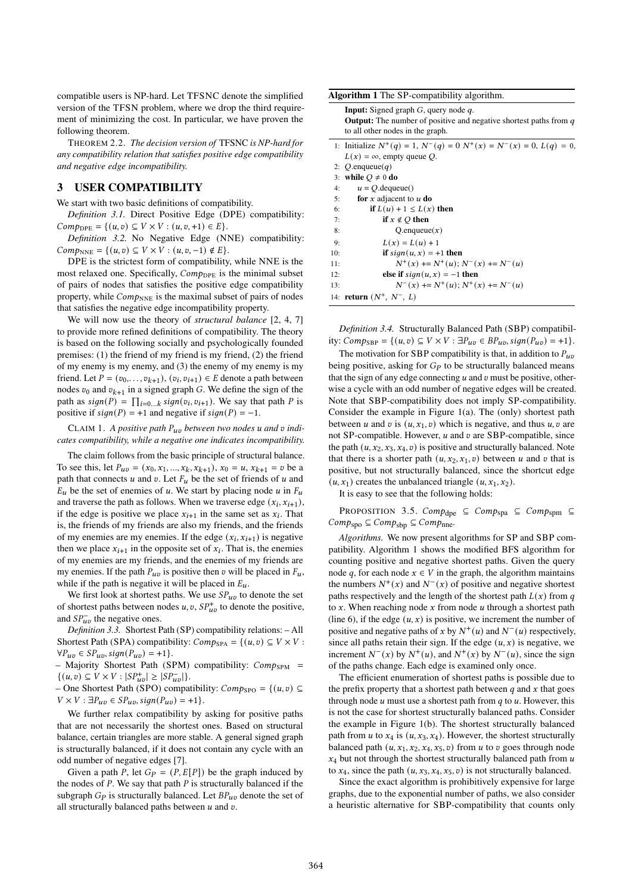compatible users is NP-hard. Let TFSNC denote the simplified version of the TFSN problem, where we drop the third requirement of minimizing the cost. In particular, we have proven the following theorem.

THEOREM 2.2. *The decision version of* TFSNC *is NP-hard for any compatibility relation that satisfies positive edge compatibility and negative edge incompatibility.*

## 3 USER COMPATIBILITY

We start with two basic definitions of compatibility.

*Definition 3.1.* Direct Positive Edge (DPE) compatibility: $Comp_{\text{DPE}} = \{(u,v) \subseteq V \times V : (u,v,+1) \in E\}$.

*Definition 3.2.* No Negative Edge (NNE) compatibility: $Comp_{\text{NNE}} = \{(u,v) \subseteq V \times V : (u,v,-1) \notin E\}$.

DPE is the strictest form of compatibility, while NNE is the most relaxed one. Specifically, $Comp_{\text{DPE}}$ is the minimal subset of pairs of nodes that satisfies the positive edge compatibility property, while $Comp_{\text{NNE}}$ is the maximal subset of pairs of nodes that satisfies the negative edge incompatibility property.

We will now use the theory of *structural balance* [2, 4, 7] to provide more refined definitions of compatibility. The theory is based on the following socially and psychologically founded premises: (1) the friend of my friend is my friend, (2) the friend of my enemy is my enemy, and (3) the enemy of my enemy is my friend. Let $P = (v_0, \ldots, v_{k+1})$, $(v_i, v_{i+1}) \in E$ denote a path between nodes $v_0$ and $v_{k+1}$ in a signed graph $G$. We define the sign of the path as $sign(P) = \prod_{i=0\ldots k} sign(v_i, v_{i+1})$. We say that path $P$ is positive if $sign(P) = +1$ and negative if $sign(P) = -1$.

CLAIM 1. *A positive path $P_{uv}$ between two nodes $u$ and $v$ indicates compatibility, while a negative one indicates incompatibility.*

The claim follows from the basic principle of structural balance. To see this, let $P_{uv} = (x_0, x_1, ..., x_k, x_{k+1})$, $x_0 = u$, $x_{k+1} = v$ be a path that connects $u$ and $v$. Let $F_u$ be the set of friends of $u$ and $E_u$ be the set of enemies of $u$. We start by placing node $u$ in $F_u$ and traverse the path as follows. When we traverse edge $(x_i, x_{i+1})$, if the edge is positive we place $x_{i+1}$ in the same set as $x_i$. That is, the friends of my friends are also my friends, and the friends of my enemies are my enemies. If the edge $(x_i, x_{i+1})$ is negative then we place $x_{i+1}$ in the opposite set of $x_i$. That is, the enemies of my enemies are my friends, and the enemies of my friends are my enemies. If the path $P_{uv}$ is positive then $v$ will be placed in $F_u$, while if the path is negative it will be placed in $E_u$.

We first look at shortest paths. We use $SP_{uv}$ to denote the set of shortest paths between nodes $u, v$, $SP^+_{uv}$ to denote the positive, and $SP^-_{uv}$ the negative ones.

*Definition 3.3.* Shortest Path (SP) compatibility relations: – All Shortest Path (SPA) compatibility: $Comp_{\text{SPA}} = \{(u,v) \subseteq V \times V : \forall P_{uv} \in SP_{uv}, sign(P_{uv}) = +1\}$.
– Majority Shortest Path (SPM) compatibility: $Comp_{\text{SPM}} = \{(u,v) \subseteq V \times V : |SP^+_{uv}| \geq |SP^-_{uv}|\}$.
– One Shortest Path (SPO) compatibility: $Comp_{\text{SPO}} = \{(u,v) \subseteq V \times V : \exists P_{uv} \in SP_{uv}, sign(P_{uv}) = +1\}$.

We further relax compatibility by asking for positive paths that are not necessarily the shortest ones. Based on structural balance, certain triangles are more stable. A general signed graph is structurally balanced, if it does not contain any cycle with an odd number of negative edges [7].

Given a path $P$, let $G_P = (P, E[P])$ be the graph induced by the nodes of $P$. We say that path $P$ is structurally balanced if the subgraph $G_P$ is structurally balanced. Let $BP_{uv}$ denote the set of all structurally balanced paths between $u$ and $v$.

**Algorithm 1** The SP-compatibility algorithm.

**Input:** Signed graph $G$, query node $q$.
**Output:** The number of positive and negative shortest paths from $q$ to all other nodes in the graph.

```
1:  Initialize N+(q) = 1, N−(q) = 0 N+(x) = N−(x) = 0, L(q) = 0,
    L(x) = ∞, empty queue Q.
2:  Q.enqueue(q)
3:  while Q ≠ 0 do
4:      u = Q.dequeue()
5:      for x adjacent to u do
6:          if L(u) + 1 ≤ L(x) then
7:              if x ∉ Q then
8:                  Q.enqueue(x)
9:              L(x) = L(u) + 1
10:             if sign(u, x) = +1 then
11:                 N+(x) += N+(u); N−(x) += N−(u)
12:             else if sign(u, x) = −1 then
13:                 N−(x) += N+(u); N+(x) += N−(u)
14: return (N+, N−, L)
```

*Definition 3.4.* Structurally Balanced Path (SBP) compatibility: $Comp_{\text{SBP}} = \{(u,v) \subseteq V \times V : \exists P_{uv} \in BP_{uv}, sign(P_{uv}) = +1\}$.

The motivation for SBP compatibility is that, in addition to $P_{uv}$ being positive, asking for $G_P$ to be structurally balanced means that the sign of any edge connecting $u$ and $v$ must be positive, otherwise a cycle with an odd number of negative edges will be created. Note that SBP-compatibility does not imply SP-compatibility. Consider the example in Figure 1(a). The (only) shortest path between $u$ and $v$ is $(u, x_1, v)$ which is negative, and thus $u, v$ are not SP-compatible. However, $u$ and $v$ are SBP-compatible, since the path $(u, x_2, x_3, x_4, v)$ is positive and structurally balanced. Note that there is a shorter path $(u, x_2, x_1, v)$ between $u$ and $v$ that is positive, but not structurally balanced, since the shortcut edge $(u, x_1)$ creates the unbalanced triangle $(u, x_1, x_2)$.

It is easy to see that the following holds:

PROPOSITION 3.5. $Comp_{\text{dpe}} \subseteq Comp_{\text{spa}} \subseteq Comp_{\text{spm}} \subseteq Comp_{\text{spo}} \subseteq Comp_{\text{sbp}} \subseteq Comp_{\text{nne}}$.

*Algorithms.* We now present algorithms for SP and SBP compatibility. Algorithm 1 shows the modified BFS algorithm for counting positive and negative shortest paths. Given the query node $q$, for each node $x \in V$ in the graph, the algorithm maintains the numbers $N^+(x)$ and $N^-(x)$ of positive and negative shortest paths respectively and the length of the shortest path $L(x)$ from $q$ to $x$. When reaching node $x$ from node $u$ through a shortest path (line 6), if the edge $(u, x)$ is positive, we increment the number of positive and negative paths of $x$ by $N^+(u)$ and $N^-(u)$ respectively, since all paths retain their sign. If the edge $(u, x)$ is negative, we increment $N^-(x)$ by $N^+(u)$, and $N^+(x)$ by $N^-(u)$, since the sign of the paths change. Each edge is examined only once.

The efficient enumeration of shortest paths is possible due to the prefix property that a shortest path between $q$ and $x$ that goes through node $u$ must use a shortest path from $q$ to $u$. However, this is not the case for shortest structurally balanced paths. Consider the example in Figure 1(b). The shortest structurally balanced path from $u$ to $x_4$ is $(u, x_3, x_4)$. However, the shortest structurally balanced path $(u, x_1, x_2, x_4, x_5, v)$ from $u$ to $v$ goes through node $x_4$ but not through the shortest structurally balanced path from $u$ to $x_4$, since the path $(u, x_3, x_4, x_5, v)$ is not structurally balanced.

Since the exact algorithm is prohibitively expensive for large graphs, due to the exponential number of paths, we also consider a heuristic alternative for SBP-compatibility that counts only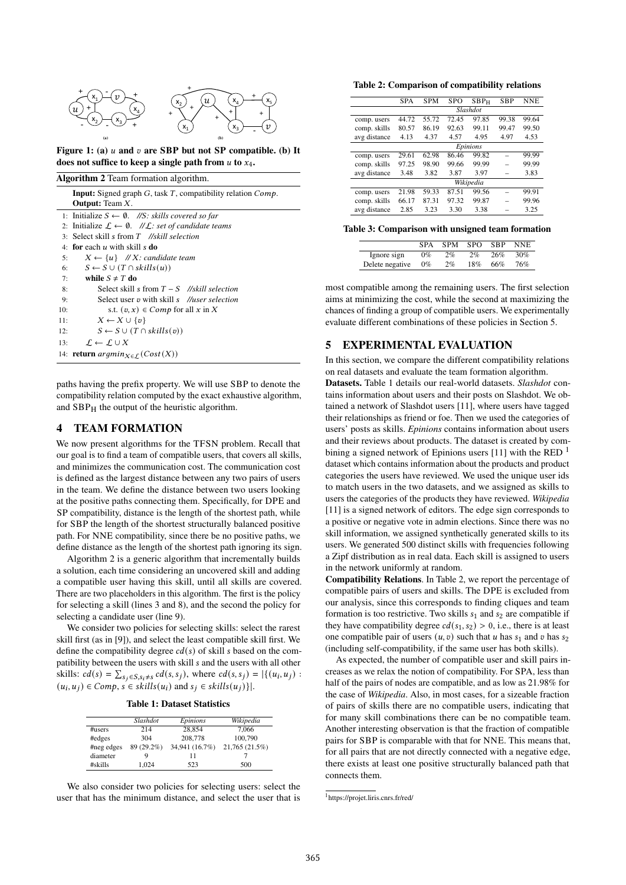Figure 1: (a) $u$ and $v$ are SBP but not SP compatible. (b) It does not suffice to keep a single path from $u$ to $x_4$.

**Algorithm 2** Team formation algorithm.

**Input:** Signed graph $G$, task $T$, compatibility relation $Comp$.
**Output:** Team $X$.

1: Initialize $S \leftarrow \emptyset$. *//S: skills covered so far*
2: Initialize $\mathcal{L} \leftarrow \emptyset$. *// $\mathcal{L}$: set of candidate teams*
3: Select skill $s$ from $T$ *//skill selection*
4: **for** each $u$ with skill $s$ **do**
5: $\quad X \leftarrow \{u\}$ *// X: candidate team*
6: $\quad S \leftarrow S \cup (T \cap skills(u))$
7: $\quad$ **while** $S \neq T$ **do**
8: $\quad\quad$ Select skill $s$ from $T - S$ *//skill selection*
9: $\quad\quad$ Select user $v$ with skill $s$ *//user selection*
10: $\quad\quad\quad$ s.t. $(v, x) \in Comp$ for all $x$ in $X$
11: $\quad\quad X \leftarrow X \cup \{v\}$
12: $\quad\quad S \leftarrow S \cup (T \cap skills(v))$
13: $\quad \mathcal{L} \leftarrow \mathcal{L} \cup X$
14: **return** $argmin_{X \in \mathcal{L}}(Cost(X))$

paths having the prefix property. We will use SBP to denote the compatibility relation computed by the exact exhaustive algorithm, and $\mathrm{SBP_H}$ the output of the heuristic algorithm.

## 4 TEAM FORMATION

We now present algorithms for the TFSN problem. Recall that our goal is to find a team of compatible users, that covers all skills, and minimizes the communication cost. The communication cost is defined as the largest distance between any two pairs of users in the team. We define the distance between two users looking at the positive paths connecting them. Specifically, for DPE and SP compatibility, distance is the length of the shortest path, while for SBP the length of the shortest structurally balanced positive path. For NNE compatibility, since there be no positive paths, we define distance as the length of the shortest path ignoring its sign.

Algorithm 2 is a generic algorithm that incrementally builds a solution, each time considering an uncovered skill and adding a compatible user having this skill, until all skills are covered. There are two placeholders in this algorithm. The first is the policy for selecting a skill (lines 3 and 8), and the second the policy for selecting a candidate user (line 9).

We consider two policies for selecting skills: select the rarest skill first (as in [9]), and select the least compatible skill first. We define the compatibility degree $cd(s)$ of skill $s$ based on the compatibility between the users with skill $s$ and the users with all other skills: $cd(s) = \sum_{s_j \in S, s_i \neq s} cd(s, s_j)$, where $cd(s, s_j) = |\{(u_i, u_j) : (u_i, u_j) \in Comp,\ s \in skills(u_i) \text{ and } s_j \in skills(u_j)\}|$.

**Table 1: Dataset Statistics**

| | *Slashdot* | *Epinions* | *Wikipedia* |
|---|---|---|---|
| #users | 214 | 28,854 | 7,066 |
| #edges | 304 | 208,778 | 100,790 |
| #neg edges | 89 (29.2%) | 34,941 (16.7%) | 21,765 (21.5%) |
| diameter | 9 | 11 | 7 |
| #skills | 1,024 | 523 | 500 |

We also consider two policies for selecting users: select the user that has the minimum distance, and select the user that is most compatible among the remaining users. The first selection aims at minimizing the cost, while the second at maximizing the chances of finding a group of compatible users. We experimentally evaluate different combinations of these policies in Section 5.

**Table 2: Comparison of compatibility relations**

| | SPA | SPM | SPO | $\mathrm{SBP_H}$ | SBP | NNE |
|---|---|---|---|---|---|---|
| | | | *Slashdot* | | | |
| comp. users | 44.72 | 55.72 | 72.45 | 97.85 | 99.38 | 99.64 |
| comp. skills | 80.57 | 86.19 | 92.63 | 99.11 | 99.47 | 99.50 |
| avg distance | 4.13 | 4.37 | 4.57 | 4.95 | 4.97 | 4.53 |
| | | | *Epinions* | | | |
| comp. users | 29.61 | 62.98 | 86.46 | 99.82 | – | 99.99 |
| comp. skills | 97.25 | 98.90 | 99.66 | 99.99 | – | 99.99 |
| avg distance | 3.48 | 3.82 | 3.87 | 3.97 | – | 3.83 |
| | | | *Wikipedia* | | | |
| comp. users | 21.98 | 59.33 | 87.51 | 99.56 | – | 99.91 |
| comp. skills | 66.17 | 87.31 | 97.32 | 99.87 | – | 99.96 |
| avg distance | 2.85 | 3.23 | 3.30 | 3.38 | – | 3.25 |

**Table 3: Comparison with unsigned team formation**

| | SPA | SPM | SPO | SBP | NNE |
|---|---|---|---|---|---|
| Ignore sign | 0% | 2% | 2% | 26% | 30% |
| Delete negative | 0% | 2% | 18% | 66% | 76% |

## 5 EXPERIMENTAL EVALUATION

In this section, we compare the different compatibility relations on real datasets and evaluate the team formation algorithm.

**Datasets.** Table 1 details our real-world datasets. *Slashdot* contains information about users and their posts on Slashdot. We obtained a network of Slashdot users [11], where users have tagged their relationships as friend or foe. Then we used the categories of users' posts as skills. *Epinions* contains information about users and their reviews about products. The dataset is created by combining a signed network of Epinions users [11] with the RED [1] dataset which contains information about the products and product categories the users have reviewed. We used the unique user ids to match users in the two datasets, and we assigned as skills to users the categories of the products they have reviewed. *Wikipedia* [11] is a signed network of editors. The edge sign corresponds to a positive or negative vote in admin elections. Since there was no skill information, we assigned synthetically generated skills to its users. We generated 500 distinct skills with frequencies following a Zipf distribution as in real data. Each skill is assigned to users in the network uniformly at random.

**Compatibility Relations**. In Table 2, we report the percentage of compatible pairs of users and skills. The DPE is excluded from our analysis, since this corresponds to finding cliques and team formation is too restrictive. Two skills $s_1$ and $s_2$ are compatible if they have compatibility degree $cd(s_1, s_2) > 0$, i.e., there is at least one compatible pair of users $(u, v)$ such that $u$ has $s_1$ and $v$ has $s_2$ (including self-compatibility, if the same user has both skills).

As expected, the number of compatible user and skill pairs increases as we relax the notion of compatibility. For SPA, less than half of the pairs of nodes are compatible, and as low as 21.98% for the case of *Wikipedia*. Also, in most cases, for a sizeable fraction of pairs of skills there are no compatible users, indicating that for many skill combinations there can be no compatible team. Another interesting observation is that the fraction of compatible pairs for SBP is comparable with that for NNE. This means that, for all pairs that are not directly connected with a negative edge, there exists at least one positive structurally balanced path that connects them.

[1] https://projet.liris.cnrs.fr/red/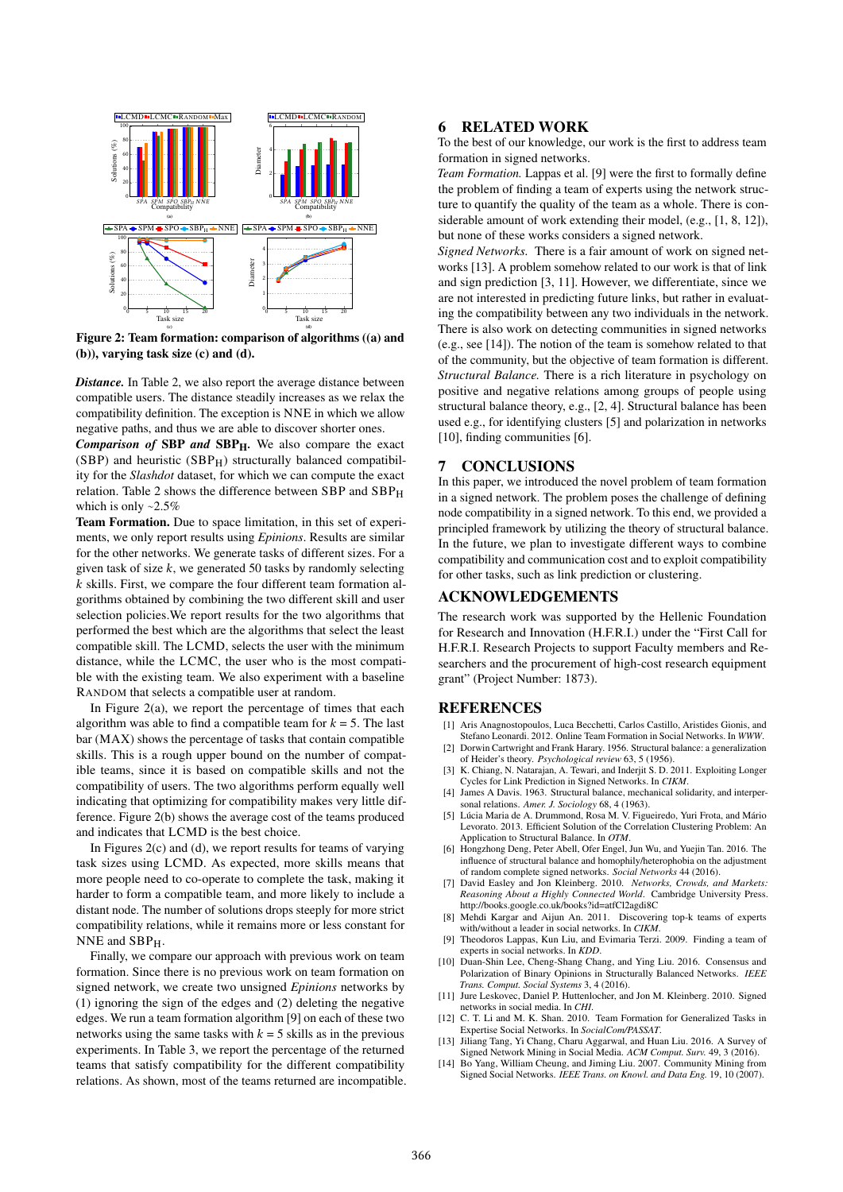LCMD LCMC RANDOM Max

100
80
60
40
20
0

Solutions (%)

SPA SPM SPO SBP$_H$ NNE
Compatibility
(a)

LCMD LCMC RANDOM

6
4
2
0

Diameter

SPA SPM SPO SBP$_H$ NNE
Compatibility
(b)

SPA SPM SPO SBP$_H$ NNE

100
80
60
40
20
0

Solutions (%)

0 5 10 15 20
Task size
(c)

SPA SPM SPO SBP$_H$ NNE

4
3
2
1
0

Diameter

0 5 10 15 20
Task size
(d)

**Figure 2: Team formation: comparison of algorithms ((a) and (b)), varying task size (c) and (d).**

***Distance.*** In Table 2, we also report the average distance between compatible users. The distance steadily increases as we relax the compatibility definition. The exception is NNE in which we allow negative paths, and thus we are able to discover shorter ones.

***Comparison of*** **SBP** ***and*** **$\mathbf{SBP_H}$.** We also compare the exact (SBP) and heuristic ($SBP_H$) structurally balanced compatibility for the *Slashdot* dataset, for which we can compute the exact relation. Table 2 shows the difference between SBP and $SBP_H$ which is only ~2.5%

**Team Formation.** Due to space limitation, in this set of experiments, we only report results using *Epinions*. Results are similar for the other networks. We generate tasks of different sizes. For a given task of size $k$, we generated 50 tasks by randomly selecting $k$ skills. First, we compare the four different team formation algorithms obtained by combining the two different skill and user selection policies.We report results for the two algorithms that performed the best which are the algorithms that select the least compatible skill. The LCMD, selects the user with the minimum distance, while the LCMC, the user who is the most compatible with the existing team. We also experiment with a baseline RANDOM that selects a compatible user at random.

In Figure 2(a), we report the percentage of times that each algorithm was able to find a compatible team for $k = 5$. The last bar (MAX) shows the percentage of tasks that contain compatible skills. This is a rough upper bound on the number of compatible teams, since it is based on compatible skills and not the compatibility of users. The two algorithms perform equally well indicating that optimizing for compatibility makes very little difference. Figure 2(b) shows the average cost of the teams produced and indicates that LCMD is the best choice.

In Figures 2(c) and (d), we report results for teams of varying task sizes using LCMD. As expected, more skills means that more people need to co-operate to complete the task, making it harder to form a compatible team, and more likely to include a distant node. The number of solutions drops steeply for more strict compatibility relations, while it remains more or less constant for NNE and $SBP_H$.

Finally, we compare our approach with previous work on team formation. Since there is no previous work on team formation on signed network, we create two unsigned *Epinions* networks by (1) ignoring the sign of the edges and (2) deleting the negative edges. We run a team formation algorithm [9] on each of these two networks using the same tasks with $k = 5$ skills as in the previous experiments. In Table 3, we report the percentage of the returned teams that satisfy compatibility for the different compatibility relations. As shown, most of the teams returned are incompatible.

## 6 RELATED WORK

To the best of our knowledge, our work is the first to address team formation in signed networks.

*Team Formation.* Lappas et al. [9] were the first to formally define the problem of finding a team of experts using the network structure to quantify the quality of the team as a whole. There is considerable amount of work extending their model, (e.g., [1, 8, 12]), but none of these works considers a signed network.

*Signed Networks.* There is a fair amount of work on signed networks [13]. A problem somehow related to our work is that of link and sign prediction [3, 11]. However, we differentiate, since we are not interested in predicting future links, but rather in evaluating the compatibility between any two individuals in the network. There is also work on detecting communities in signed networks (e.g., see [14]). The notion of the team is somehow related to that of the community, but the objective of team formation is different.

*Structural Balance.* There is a rich literature in psychology on positive and negative relations among groups of people using structural balance theory, e.g., [2, 4]. Structural balance has been used e.g., for identifying clusters [5] and polarization in networks [10], finding communities [6].

## 7 CONCLUSIONS

In this paper, we introduced the novel problem of team formation in a signed network. The problem poses the challenge of defining node compatibility in a signed network. To this end, we provided a principled framework by utilizing the theory of structural balance. In the future, we plan to investigate different ways to combine compatibility and communication cost and to exploit compatibility for other tasks, such as link prediction or clustering.

## ACKNOWLEDGEMENTS

The research work was supported by the Hellenic Foundation for Research and Innovation (H.F.R.I.) under the "First Call for H.F.R.I. Research Projects to support Faculty members and Researchers and the procurement of high-cost research equipment grant" (Project Number: 1873).

## REFERENCES

- [1] Aris Anagnostopoulos, Luca Becchetti, Carlos Castillo, Aristides Gionis, and Stefano Leonardi. 2012. Online Team Formation in Social Networks. In *WWW*.
- [2] Dorwin Cartwright and Frank Harary. 1956. Structural balance: a generalization of Heider's theory. *Psychological review* 63, 5 (1956).
- [3] K. Chiang, N. Natarajan, A. Tewari, and Inderjit S. D. 2011. Exploiting Longer Cycles for Link Prediction in Signed Networks. In *CIKM*.
- [4] James A Davis. 1963. Structural balance, mechanical solidarity, and interpersonal relations. *Amer. J. Sociology* 68, 4 (1963).
- [5] Lúcia Maria de A. Drummond, Rosa M. V. Figueiredo, Yuri Frota, and Mário Levorato. 2013. Efficient Solution of the Correlation Clustering Problem: An Application to Structural Balance. In *OTM*.
- [6] Hongzhong Deng, Peter Abell, Ofer Engel, Jun Wu, and Yuejin Tan. 2016. The influence of structural balance and homophily/heterophobia on the adjustment of random complete signed networks. *Social Networks* 44 (2016).
- [7] David Easley and Jon Kleinberg. 2010. *Networks, Crowds, and Markets: Reasoning About a Highly Connected World*. Cambridge University Press. http://books.google.co.uk/books?id=atfCl2agdi8C
- [8] Mehdi Kargar and Aijun An. 2011. Discovering top-k teams of experts with/without a leader in social networks. In *CIKM*.
- [9] Theodoros Lappas, Kun Liu, and Evimaria Terzi. 2009. Finding a team of experts in social networks. In *KDD*.
- [10] Duan-Shin Lee, Cheng-Shang Chang, and Ying Liu. 2016. Consensus and Polarization of Binary Opinions in Structurally Balanced Networks. *IEEE Trans. Comput. Social Systems* 3, 4 (2016).
- [11] Jure Leskovec, Daniel P. Huttenlocher, and Jon M. Kleinberg. 2010. Signed networks in social media. In *CHI*.
- [12] C. T. Li and M. K. Shan. 2010. Team Formation for Generalized Tasks in Expertise Social Networks. In *SocialCom/PASSAT*.
- [13] Jiliang Tang, Yi Chang, Charu Aggarwal, and Huan Liu. 2016. A Survey of Signed Network Mining in Social Media. *ACM Comput. Surv.* 49, 3 (2016).
- [14] Bo Yang, William Cheung, and Jiming Liu. 2007. Community Mining from Signed Social Networks. *IEEE Trans. on Knowl. and Data Eng.* 19, 10 (2007).